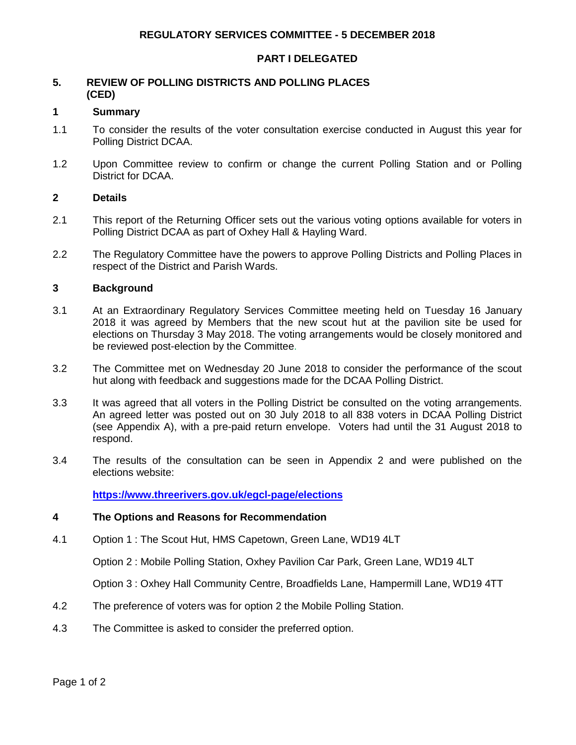**REGULATORY SERVICES COMMITTEE - 5 DECEMBER 2018**

**PART I DELEGATED**

## 5. REVIEW OF POLLING DISTRICTS AND POLLING PLACES (CED)

### 1 Summary

1.1 To consider the results of the voter consultation exercise conducted in August this year for Polling District DCAA.

1.2 Upon Committee review to confirm or change the current Polling Station and or Polling District for DCAA.

### 2 Details

2.1 This report of the Returning Officer sets out the various voting options available for voters in Polling District DCAA as part of Oxhey Hall & Hayling Ward.

2.2 The Regulatory Committee have the powers to approve Polling Districts and Polling Places in respect of the District and Parish Wards.

### 3 Background

3.1 At an Extraordinary Regulatory Services Committee meeting held on Tuesday 16 January 2018 it was agreed by Members that the new scout hut at the pavilion site be used for elections on Thursday 3 May 2018. The voting arrangements would be closely monitored and be reviewed post-election by the Committee.

3.2 The Committee met on Wednesday 20 June 2018 to consider the performance of the scout hut along with feedback and suggestions made for the DCAA Polling District.

3.3 It was agreed that all voters in the Polling District be consulted on the voting arrangements. An agreed letter was posted out on 30 July 2018 to all 838 voters in DCAA Polling District (see Appendix A), with a pre-paid return envelope. Voters had until the 31 August 2018 to respond.

3.4 The results of the consultation can be seen in Appendix 2 and were published on the elections website:

**https://www.threerivers.gov.uk/egcl-page/elections**

### 4 The Options and Reasons for Recommendation

4.1 Option 1 : The Scout Hut, HMS Capetown, Green Lane, WD19 4LT

Option 2 : Mobile Polling Station, Oxhey Pavilion Car Park, Green Lane, WD19 4LT

Option 3 : Oxhey Hall Community Centre, Broadfields Lane, Hampermill Lane, WD19 4TT

4.2 The preference of voters was for option 2 the Mobile Polling Station.

4.3 The Committee is asked to consider the preferred option.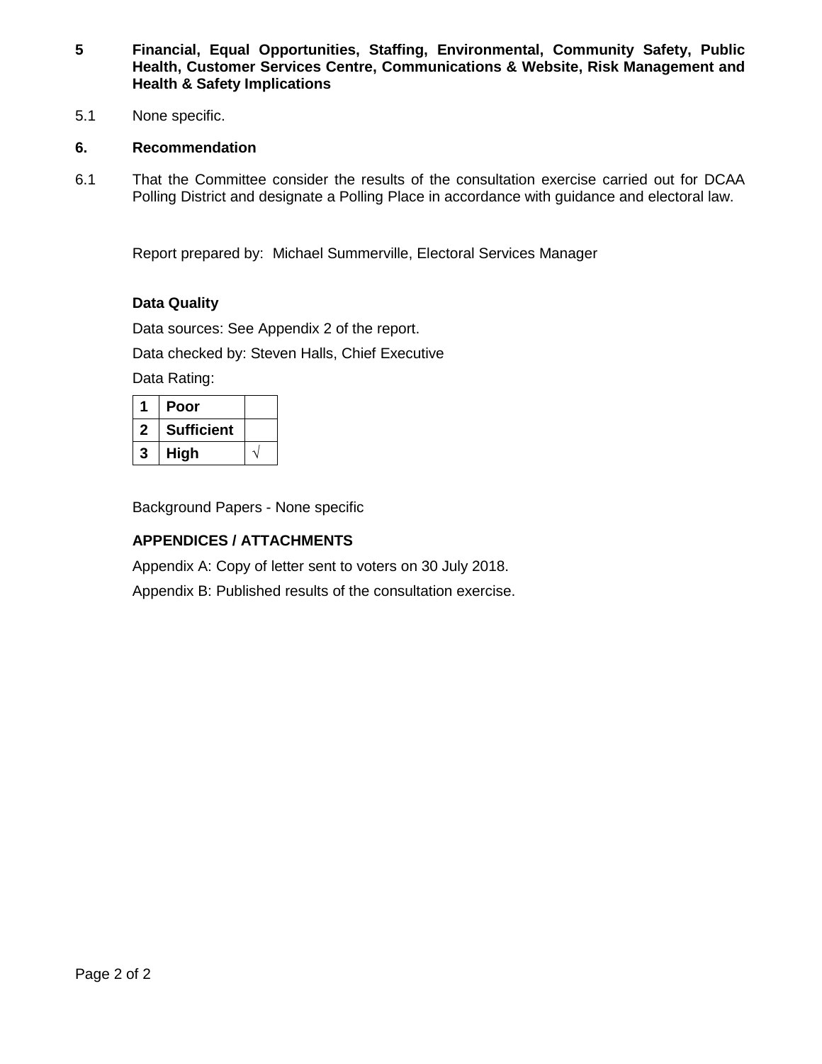**5 Financial, Equal Opportunities, Staffing, Environmental, Community Safety, Public Health, Customer Services Centre, Communications & Website, Risk Management and Health & Safety Implications**

5.1 None specific.

**6. Recommendation**

6.1 That the Committee consider the results of the consultation exercise carried out for DCAA Polling District and designate a Polling Place in accordance with guidance and electoral law.

Report prepared by: Michael Summerville, Electoral Services Manager

**Data Quality**

Data sources: See Appendix 2 of the report.

Data checked by: Steven Halls, Chief Executive

Data Rating:

| | | |
|---|---|---|
| **1** | **Poor** | |
| **2** | **Sufficient** | |
| **3** | **High** | √ |

Background Papers - None specific

**APPENDICES / ATTACHMENTS**

Appendix A: Copy of letter sent to voters on 30 July 2018.

Appendix B: Published results of the consultation exercise.